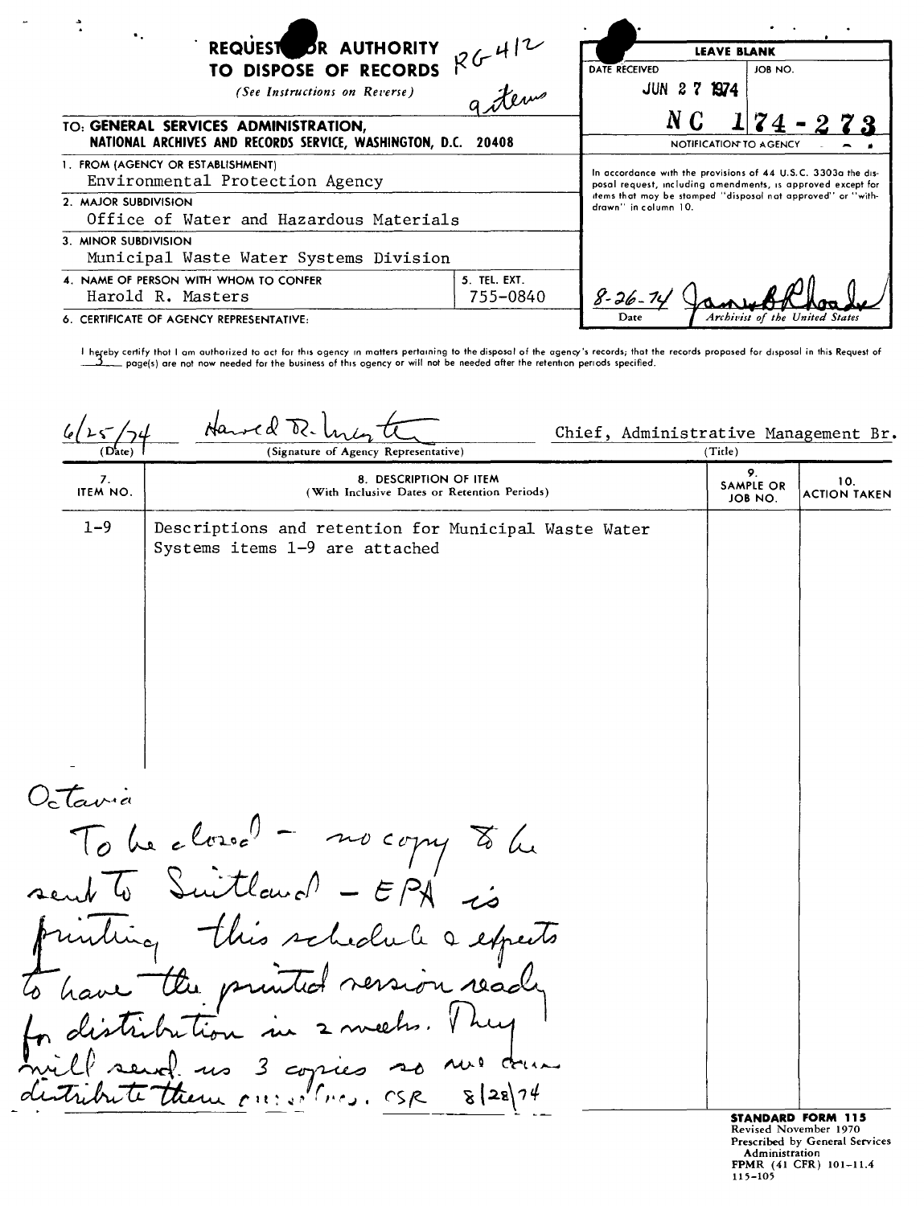**REQUEST FOR AUTHORITY TO DISPOSE OF RECORDS** RG 412

*(See Instructions on Reverse)* 9 items

TO: **GENERAL SERVICES ADMINISTRATION, NATIONAL ARCHIVES AND RECORDS SERVICE, WASHINGTON, D.C. 20408**

| LEAVE BLANK | |
|---|---|
| DATE RECEIVED | JOB NO. |
| JUN 27 1974 | NC 174-273 |

NOTIFICATION TO AGENCY

In accordance with the provisions of 44 U.S.C. 3303a the disposal request, including amendments, is approved except for items that may be stamped "disposal not approved" or "withdrawn" in column 10.

8-26-74 James B. Rhoads
Date — Archivist of the United States

1. FROM (AGENCY OR ESTABLISHMENT)
Environmental Protection Agency

2. MAJOR SUBDIVISION
Office of Water and Hazardous Materials

3. MINOR SUBDIVISION
Municipal Waste Water Systems Division

4. NAME OF PERSON WITH WHOM TO CONFER
Harold R. Masters

5. TEL. EXT.
755-0840

6. CERTIFICATE OF AGENCY REPRESENTATIVE:

I hereby certify that I am authorized to act for this agency in matters pertaining to the disposal of the agency's records; that the records proposed for disposal in this Request of 3 page(s) are not now needed for the business of this agency or will not be needed after the retention periods specified.

6/25/74 — Harold R. Masters — Chief, Administrative Management Br.
(Date) — (Signature of Agency Representative) — (Title)

| 7. ITEM NO. | 8. DESCRIPTION OF ITEM (With Inclusive Dates or Retention Periods) | 9. SAMPLE OR JOB NO. | 10. ACTION TAKEN |
|---|---|---|---|
| 1-9 | Descriptions and retention for Municipal Waste Water Systems items 1-9 are attached | | |

Octavia

To be closed - no copy to be sent to Suitland - EPA is printing this schedule & expects to have the printed version ready for distribution in 2 weeks. They will send us 3 copies so we can distribute them ourselves. CSR 8/28/74

**STANDARD FORM 115**
Revised November 1970
Prescribed by General Services Administration
FPMR (41 CFR) 101-11.4
115-105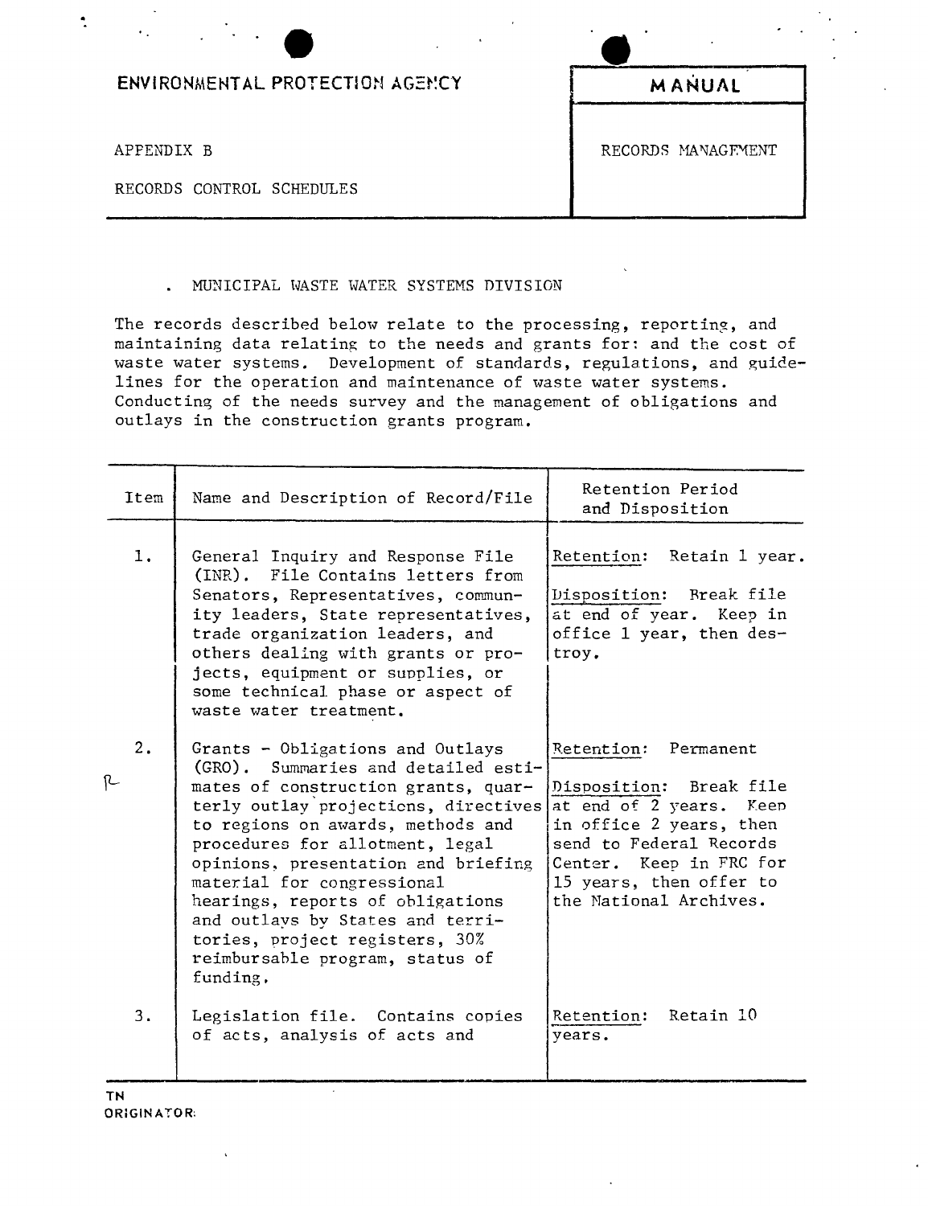ENVIRONMENTAL PROTECTION AGENCY

APPENDIX B

RECORDS CONTROL SCHEDULES

**MANUAL**

RECORDS MANAGEMENT

. MUNICIPAL WASTE WATER SYSTEMS DIVISION

The records described below relate to the processing, reporting, and maintaining data relating to the needs and grants for: and the cost of waste water systems. Development of standards, regulations, and guidelines for the operation and maintenance of waste water systems. Conducting of the needs survey and the management of obligations and outlays in the construction grants program.

| Item | Name and Description of Record/File | Retention Period and Disposition |
|---|---|---|
| 1. | General Inquiry and Response File (INR). File Contains letters from Senators, Representatives, community leaders, State representatives, trade organization leaders, and others dealing with grants or projects, equipment or supplies, or some technical phase or aspect of waste water treatment. | Retention: Retain 1 year. Disposition: Break file at end of year. Keep in office 1 year, then destroy. |
| 2. | Grants - Obligations and Outlays (GRO). Summaries and detailed estimates of construction grants, quarterly outlay projections, directives to regions on awards, methods and procedures for allotment, legal opinions, presentation and briefing material for congressional hearings, reports of obligations and outlays by States and territories, project registers, 30% reimbursable program, status of funding. | Retention: Permanent Disposition: Break file at end of 2 years. Keep in office 2 years, then send to Federal Records Center. Keep in FRC for 15 years, then offer to the National Archives. |
| 3. | Legislation file. Contains copies of acts, analysis of acts and | Retention: Retain 10 years. |

TN
ORIGINATOR: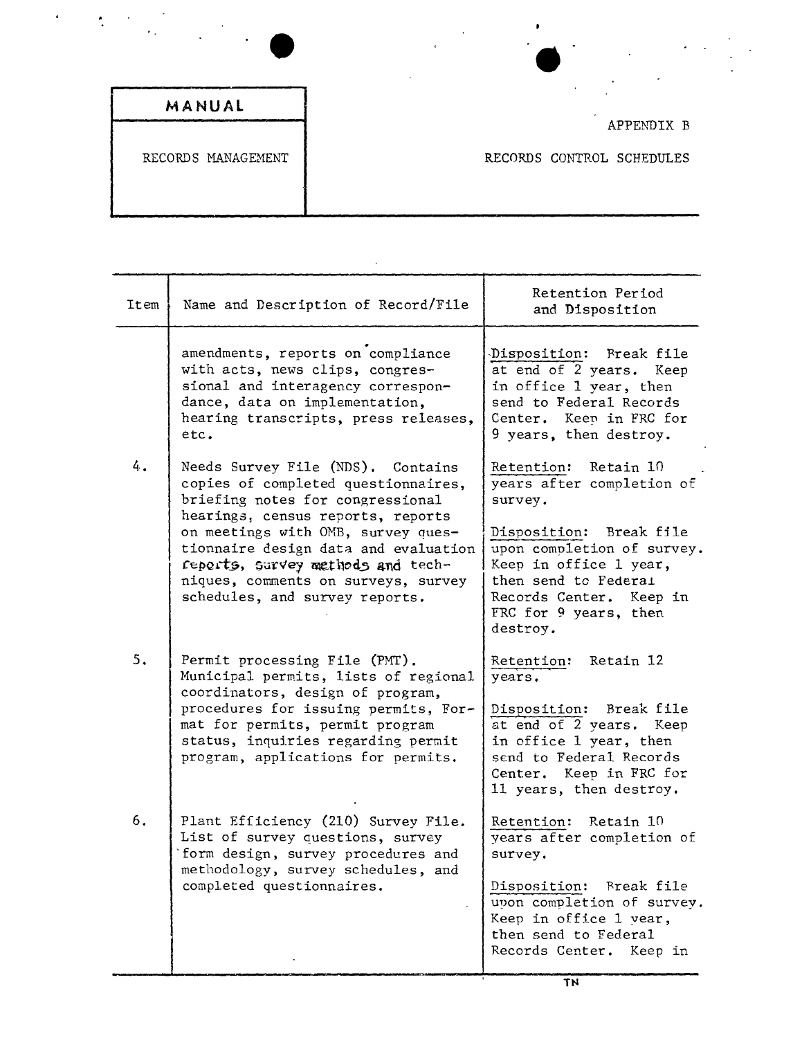| MANUAL | APPENDIX B |
|---|---|
| RECORDS MANAGEMENT | RECORDS CONTROL SCHEDULES |

| Item | Name and Description of Record/File | Retention Period and Disposition |
|---|---|---|
| | amendments, reports on compliance with acts, news clips, congressional and interagency correspondence, data on implementation, hearing transcripts, press releases, etc. | Disposition: Break file at end of 2 years. Keep in office 1 year, then send to Federal Records Center. Keep in FRC for 9 years, then destroy. |
| 4. | Needs Survey File (NDS). Contains copies of completed questionnaires, briefing notes for congressional hearings, census reports, reports on meetings with OMB, survey questionnaire design data and evaluation reports, survey methods and techniques, comments on surveys, survey schedules, and survey reports. | Retention: Retain 10 years after completion of survey.<br><br>Disposition: Break file upon completion of survey. Keep in office 1 year, then send to Federal Records Center. Keep in FRC for 9 years, then destroy. |
| 5. | Permit processing File (PMT). Municipal permits, lists of regional coordinators, design of program, procedures for issuing permits, Format for permits, permit program status, inquiries regarding permit program, applications for permits. | Retention: Retain 12 years.<br><br>Disposition: Break file at end of 2 years. Keep in office 1 year, then send to Federal Records Center. Keep in FRC for 11 years, then destroy. |
| 6. | Plant Efficiency (210) Survey File. List of survey questions, survey form design, survey procedures and methodology, survey schedules, and completed questionnaires. | Retention: Retain 10 years after completion of survey.<br><br>Disposition: Break file upon completion of survey. Keep in office 1 year, then send to Federal Records Center. Keep in |

TN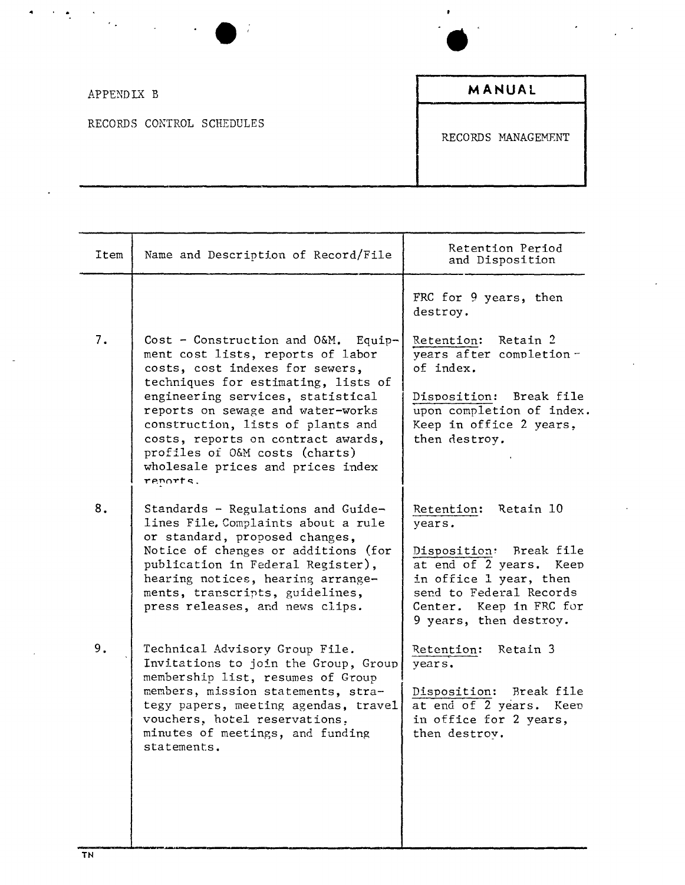APPENDIX B

RECORDS CONTROL SCHEDULES

**MANUAL**

RECORDS MANAGEMENT

| Item | Name and Description of Record/File | Retention Period and Disposition |
| --- | --- | --- |
| | | FRC for 9 years, then destroy. |
| 7. | Cost - Construction and O&M. Equipment cost lists, reports of labor costs, cost indexes for sewers, techniques for estimating, lists of engineering services, statistical reports on sewage and water-works construction, lists of plants and costs, reports on contract awards, profiles of O&M costs (charts) wholesale prices and prices index reports. | Retention: Retain 2 years after completion of index.<br><br>Disposition: Break file upon completion of index. Keep in office 2 years, then destroy. |
| 8. | Standards - Regulations and Guidelines File. Complaints about a rule or standard, proposed changes, Notice of changes or additions (for publication in Federal Register), hearing notices, hearing arrangements, transcripts, guidelines, press releases, and news clips. | Retention: Retain 10 years.<br><br>Disposition: Break file at end of 2 years. Keep in office 1 year, then send to Federal Records Center. Keep in FRC for 9 years, then destroy. |
| 9. | Technical Advisory Group File. Invitations to join the Group, Group membership list, resumes of Group members, mission statements, strategy papers, meeting agendas, travel vouchers, hotel reservations, minutes of meetings, and funding statements. | Retention: Retain 3 years.<br><br>Disposition: Break file at end of 2 years. Keep in office for 2 years, then destroy. |

TN